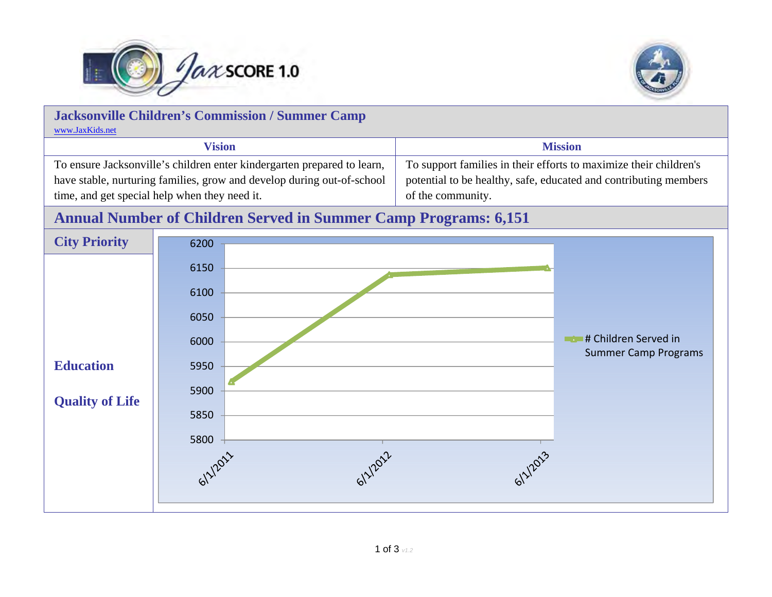JaxSCORE 1.0

## Jacksonville Children's Commission / Summer Camp

www.JaxKids.net

| Vision | Mission |
| --- | --- |
| To ensure Jacksonville's children enter kindergarten prepared to learn, have stable, nurturing families, grow and develop during out-of-school time, and get special help when they need it. | To support families in their efforts to maximize their children's potential to be healthy, safe, educated and contributing members of the community. |

## Annual Number of Children Served in Summer Camp Programs: 6,151

### City Priority

**Education**

**Quality of Life**

6200
6150
6100
6050
6000
5950
5900
5850
5800

6/1/2011
6/1/2012
6/1/2013

# Children Served in Summer Camp Programs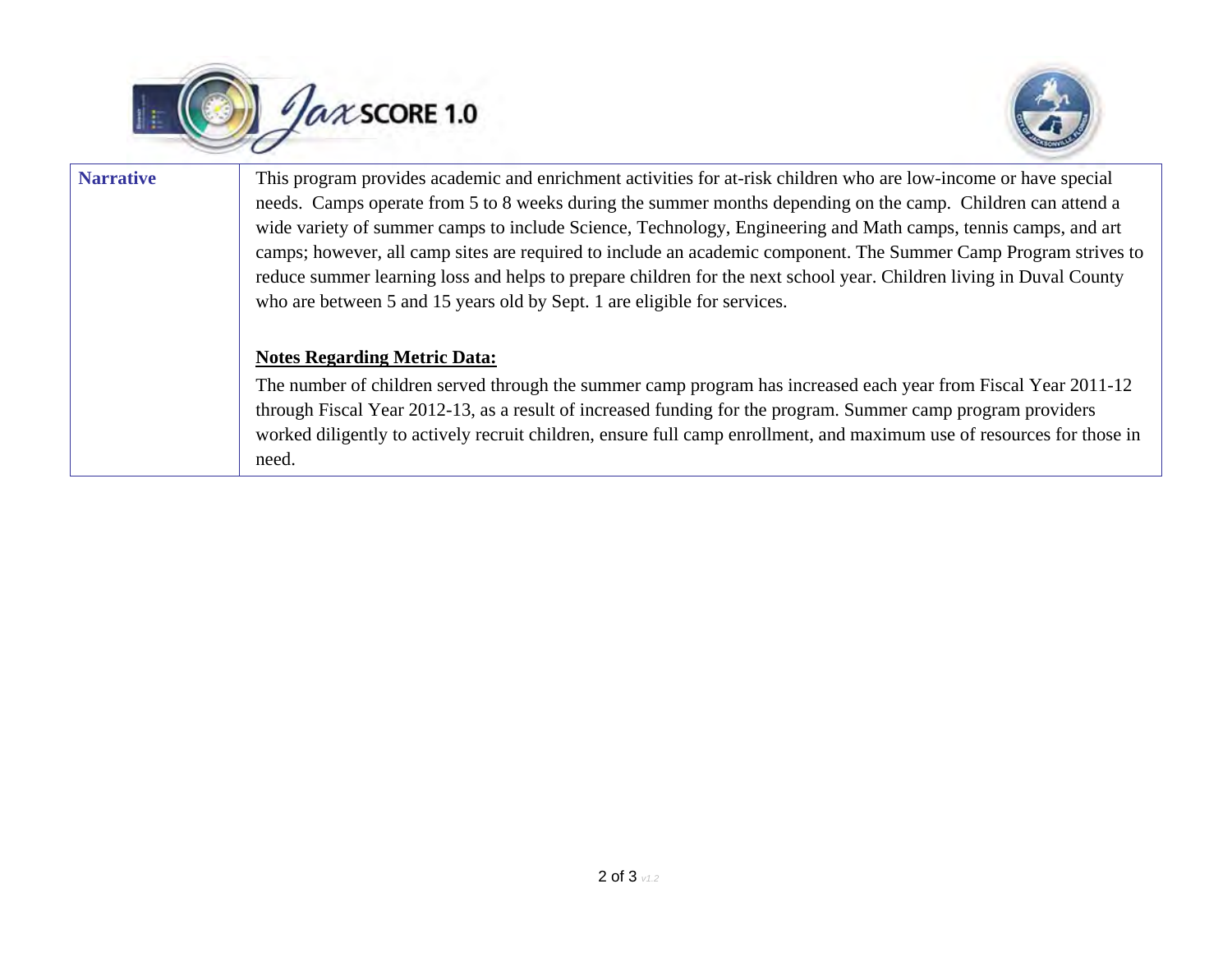| | |
|---|---|
| **Narrative** | This program provides academic and enrichment activities for at-risk children who are low-income or have special needs. Camps operate from 5 to 8 weeks during the summer months depending on the camp. Children can attend a wide variety of summer camps to include Science, Technology, Engineering and Math camps, tennis camps, and art camps; however, all camp sites are required to include an academic component. The Summer Camp Program strives to reduce summer learning loss and helps to prepare children for the next school year. Children living in Duval County who are between 5 and 15 years old by Sept. 1 are eligible for services.<br><br>**Notes Regarding Metric Data:**<br>The number of children served through the summer camp program has increased each year from Fiscal Year 2011-12 through Fiscal Year 2012-13, as a result of increased funding for the program. Summer camp program providers worked diligently to actively recruit children, ensure full camp enrollment, and maximum use of resources for those in need. |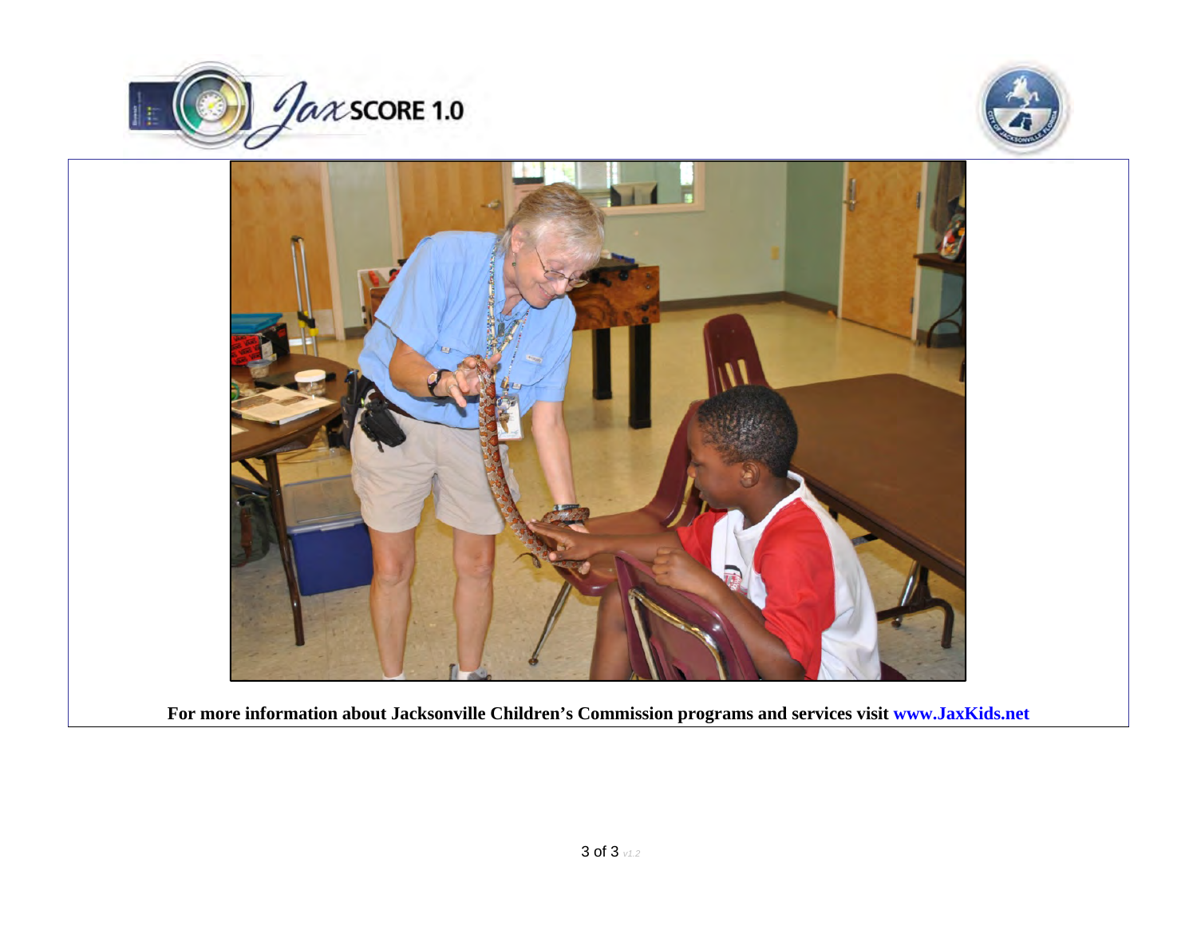For more information about Jacksonville Children's Commission programs and services visit **www.JaxKids.net**